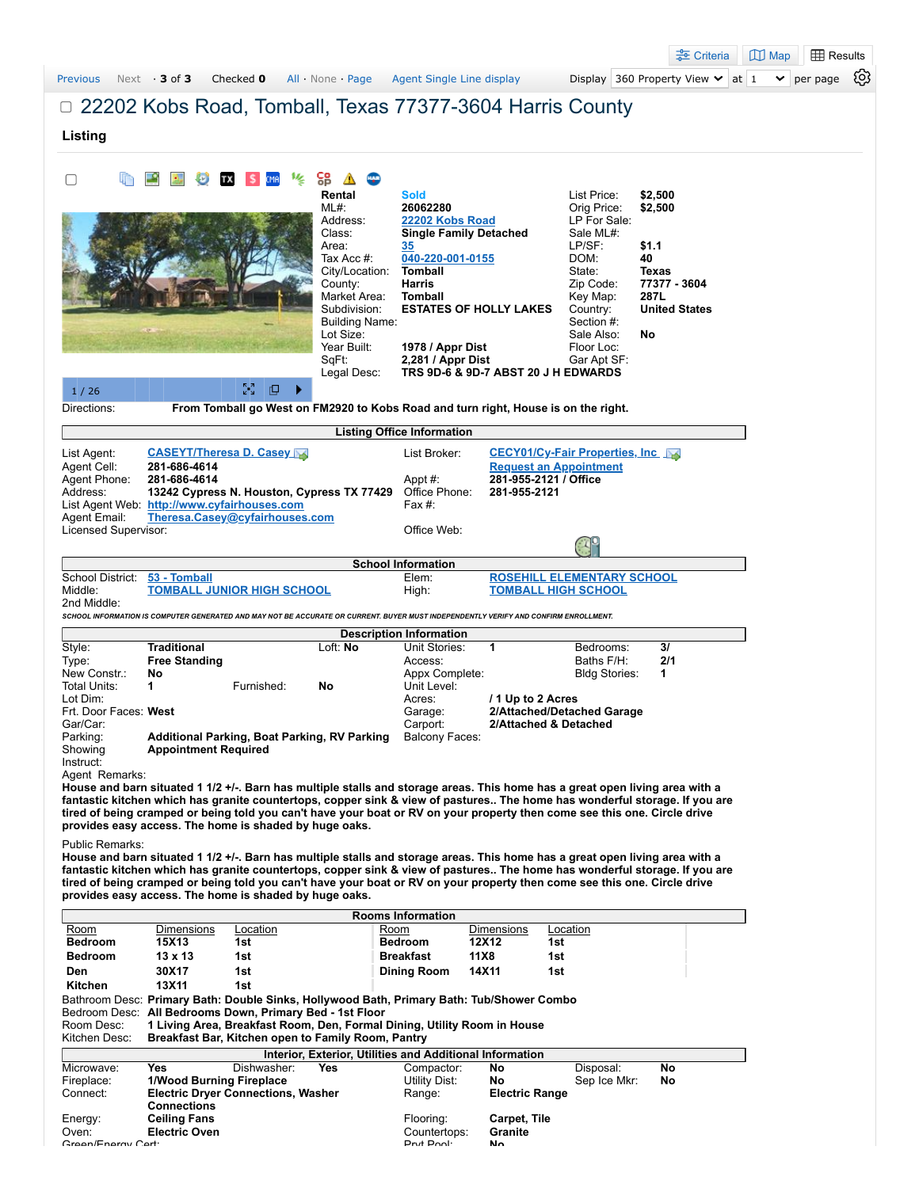Criteria | Map | Results

Previous · Next · **3 of 3** · Checked **0** · All · None · Page · Agent Single Line display · Display 360 Property View at 1 per page

# 22202 Kobs Road, Tomball, Texas 77377-3604 Harris County

## Listing

1 / 26

| | | | |
|---|---|---|---|
| Rental | Sold | List Price: | $2,500 |
| ML#: | 26062280 | Orig Price: | $2,500 |
| Address: | 22202 Kobs Road | LP For Sale: | |
| Class: | Single Family Detached | Sale ML#: | |
| Area: | 35 | LP/SF: | $1.1 |
| Tax Acc #: | 040-220-001-0155 | DOM: | 40 |
| City/Location: | Tomball | State: | Texas |
| County: | Harris | Zip Code: | 77377 - 3604 |
| Market Area: | Tomball | Key Map: | 287L |
| Subdivision: | ESTATES OF HOLLY LAKES | Country: | United States |
| Building Name: | | Section #: | |
| Lot Size: | | Sale Also: | No |
| Year Built: | 1978 / Appr Dist | Floor Loc: | |
| SqFt: | 2,281 / Appr Dist | Gar Apt SF: | |
| Legal Desc: | TRS 9D-6 & 9D-7 ABST 20 J H EDWARDS | | |

Directions: **From Tomball go West on FM2920 to Kobs Road and turn right, House is on the right.**

### Listing Office Information

| | | | |
|---|---|---|---|
| List Agent: | CASEYT/Theresa D. Casey | List Broker: | CECY01/Cy-Fair Properties, Inc |
| Agent Cell: | 281-686-4614 | | Request an Appointment |
| Agent Phone: | 281-686-4614 | Appt #: | 281-955-2121 / Office |
| Address: | 13242 Cypress N. Houston, Cypress TX 77429 | Office Phone: | 281-955-2121 |
| List Agent Web: | http://www.cyfairhouses.com | Fax #: | |
| Agent Email: | Theresa.Casey@cyfairhouses.com | | |
| Licensed Supervisor: | | Office Web: | |

### School Information

| | | | |
|---|---|---|---|
| School District: | 53 - Tomball | Elem: | ROSEHILL ELEMENTARY SCHOOL |
| Middle: | TOMBALL JUNIOR HIGH SCHOOL | High: | TOMBALL HIGH SCHOOL |
| 2nd Middle: | | | |

*SCHOOL INFORMATION IS COMPUTER GENERATED AND MAY NOT BE ACCURATE OR CURRENT. BUYER MUST INDEPENDENTLY VERIFY AND CONFIRM ENROLLMENT.*

### Description Information

| | | | | | |
|---|---|---|---|---|---|
| Style: | Traditional | Unit Stories: | 1 | Bedrooms: | 3/ |
| Type: | Free Standing | Access: | | Baths F/H: | 2/1 |
| New Constr.: | No | Appx Complete: | | Bldg Stories: | 1 |
| Total Units: | 1 | Unit Level: | | | |
| Lot Dim: | | Acres: | / 1 Up to 2 Acres | | |
| Frt. Door Faces: | West | Garage: | 2/Attached/Detached Garage | | |
| Gar/Car: | | Carport: | 2/Attached & Detached | | |
| Parking: | Additional Parking, Boat Parking, RV Parking | Balcony Faces: | | | |
| Showing Instruct: | Appointment Required | | | | |

Loft: **No** · Furnished: **No**

Agent Remarks:
**House and barn situated 1 1/2 +/-. Barn has multiple stalls and storage areas. This home has a great open living area with a fantastic kitchen which has granite countertops, copper sink & view of pastures.. The home has wonderful storage. If you are tired of being cramped or being told you can't have your boat or RV on your property then come see this one. Circle drive provides easy access. The home is shaded by huge oaks.**

Public Remarks:
**House and barn situated 1 1/2 +/-. Barn has multiple stalls and storage areas. This home has a great open living area with a fantastic kitchen which has granite countertops, copper sink & view of pastures.. The home has wonderful storage. If you are tired of being cramped or being told you can't have your boat or RV on your property then come see this one. Circle drive provides easy access. The home is shaded by huge oaks.**

### Rooms Information

| Room | Dimensions | Location | Room | Dimensions | Location |
|---|---|---|---|---|---|
| Bedroom | 15X13 | 1st | Bedroom | 12X12 | 1st |
| Bedroom | 13 x 13 | 1st | Breakfast | 11X8 | 1st |
| Den | 30X17 | 1st | Dining Room | 14X11 | 1st |
| Kitchen | 13X11 | 1st | | | |

Bathroom Desc: **Primary Bath: Double Sinks, Hollywood Bath, Primary Bath: Tub/Shower Combo**
Bedroom Desc: **All Bedrooms Down, Primary Bed - 1st Floor**
Room Desc: **1 Living Area, Breakfast Room, Den, Formal Dining, Utility Room in House**
Kitchen Desc: **Breakfast Bar, Kitchen open to Family Room, Pantry**

### Interior, Exterior, Utilities and Additional Information

| | | | | | |
|---|---|---|---|---|---|
| Microwave: | Yes | Compactor: | No | Disposal: | No |
| Fireplace: | 1/Wood Burning Fireplace | Utility Dist: | No | Sep Ice Mkr: | No |
| Connect: | Electric Dryer Connections, Washer Connections | Range: | Electric Range | | |
| Energy: | Ceiling Fans | Flooring: | Carpet, Tile | | |
| Oven: | Electric Oven | Countertops: | Granite | | |
| Green/Energy Cert: | | Prvt Pool: | No | | |

Dishwasher: **Yes**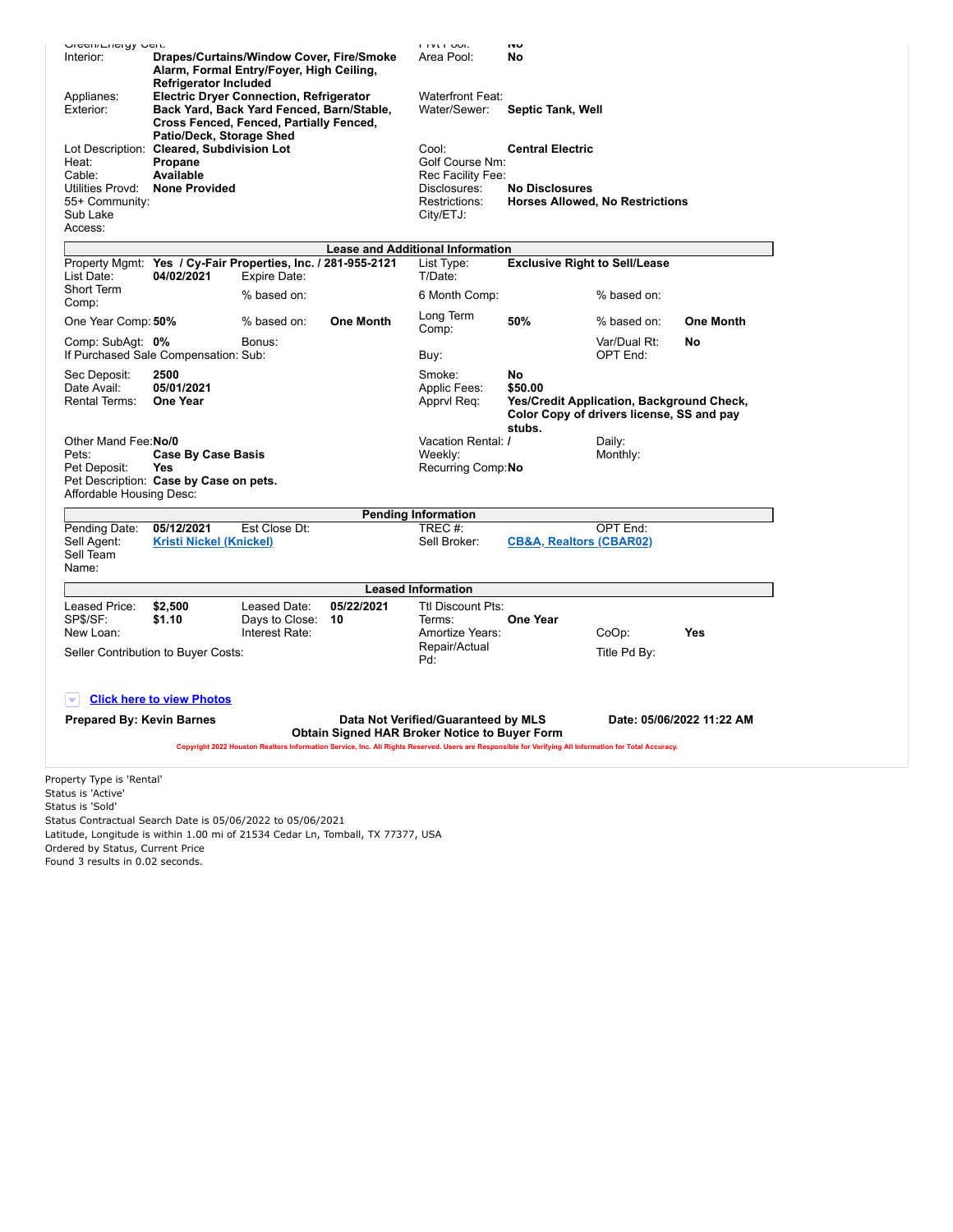| | | | |
|---|---|---|---|
| Green/Energy Cert: | | Prvt Pool: | No |
| Interior: | Drapes/Curtains/Window Cover, Fire/Smoke Alarm, Formal Entry/Foyer, High Ceiling, Refrigerator Included | Area Pool: | No |
| Appliances: | Electric Dryer Connection, Refrigerator | Waterfront Feat: | |
| Exterior: | Back Yard, Back Yard Fenced, Barn/Stable, Cross Fenced, Fenced, Partially Fenced, Patio/Deck, Storage Shed | Water/Sewer: | Septic Tank, Well |
| Lot Description: | Cleared, Subdivision Lot | Cool: | Central Electric |
| Heat: | Propane | Golf Course Nm: | |
| Cable: | Available | Rec Facility Fee: | |
| Utilities Provd: | None Provided | Disclosures: | No Disclosures |
| 55+ Community: | | Restrictions: | Horses Allowed, No Restrictions |
| Sub Lake Access: | | City/ETJ: | |

## Lease and Additional Information

| | | | | | | | |
|---|---|---|---|---|---|---|---|
| Property Mgmt: | Yes / Cy-Fair Properties, Inc. / 281-955-2121 | | | List Type: | Exclusive Right to Sell/Lease | | |
| List Date: | 04/02/2021 | Expire Date: | | T/Date: | | | |
| Short Term Comp: | | % based on: | | 6 Month Comp: | | % based on: | |
| One Year Comp: | 50% | % based on: | One Month | Long Term Comp: | 50% | % based on: | One Month |
| Comp: SubAgt: | 0% | Bonus: | | | | Var/Dual Rt: | No |
| If Purchased Sale Compensation: Sub: | | | | Buy: | | OPT End: | |
| Sec Deposit: | 2500 | | | Smoke: | No | | |
| Date Avail: | 05/01/2021 | | | Applic Fees: | $50.00 | | |
| Rental Terms: | One Year | | | Apprvl Req: | Yes/Credit Application, Background Check, Color Copy of drivers license, SS and pay stubs. | | |
| Other Mand Fee: | No/0 | | | Vacation Rental: | / | Daily: | |
| Pets: | Case By Case Basis | | | Weekly: | | Monthly: | |
| Pet Deposit: | Yes | | | Recurring Comp: | No | | |
| Pet Description: | Case by Case on pets. | | | | | | |
| Affordable Housing Desc: | | | | | | | |

## Pending Information

| | | | | | | | |
|---|---|---|---|---|---|---|---|
| Pending Date: | 05/12/2021 | Est Close Dt: | | TREC #: | | OPT End: | |
| Sell Agent: | Kristi Nickel (Knickel) | | | Sell Broker: | CB&A, Realtors (CBAR02) | | |
| Sell Team Name: | | | | | | | |

## Leased Information

| | | | | | | | |
|---|---|---|---|---|---|---|---|
| Leased Price: | $2,500 | Leased Date: | 05/22/2021 | Ttl Discount Pts: | | | |
| SP$/SF: | $1.10 | Days to Close: | 10 | Terms: | One Year | | |
| New Loan: | | Interest Rate: | | Amortize Years: | | CoOp: | Yes |
| Seller Contribution to Buyer Costs: | | | | Repair/Actual Pd: | | Title Pd By: | |

Click here to view Photos

**Prepared By: Kevin Barnes** | **Data Not Verified/Guaranteed by MLS** | **Date: 05/06/2022 11:22 AM**

**Obtain Signed HAR Broker Notice to Buyer Form**

Copyright 2022 Houston Realtors Information Service, Inc. All Rights Reserved. Users are Responsible for Verifying All Information for Total Accuracy.

Property Type is 'Rental'
Status is 'Active'
Status is 'Sold'
Status Contractual Search Date is 05/06/2022 to 05/06/2021
Latitude, Longitude is within 1.00 mi of 21534 Cedar Ln, Tomball, TX 77377, USA
Ordered by Status, Current Price
Found 3 results in 0.02 seconds.